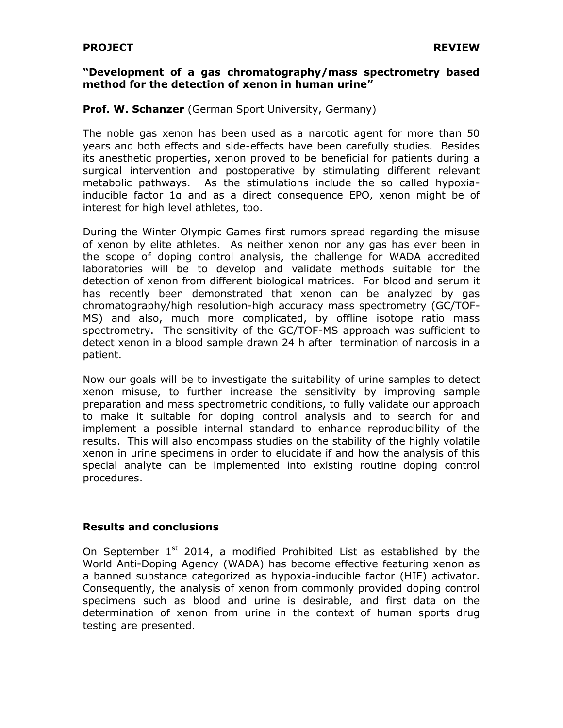**PROJECT REVIEW**

**"Development of a gas chromatography/mass spectrometry based method for the detection of xenon in human urine"**

**Prof. W. Schanzer** (German Sport University, Germany)

The noble gas xenon has been used as a narcotic agent for more than 50 years and both effects and side-effects have been carefully studies. Besides its anesthetic properties, xenon proved to be beneficial for patients during a surgical intervention and postoperative by stimulating different relevant metabolic pathways. As the stimulations include the so called hypoxia-inducible factor 1α and as a direct consequence EPO, xenon might be of interest for high level athletes, too.

During the Winter Olympic Games first rumors spread regarding the misuse of xenon by elite athletes. As neither xenon nor any gas has ever been in the scope of doping control analysis, the challenge for WADA accredited laboratories will be to develop and validate methods suitable for the detection of xenon from different biological matrices. For blood and serum it has recently been demonstrated that xenon can be analyzed by gas chromatography/high resolution-high accuracy mass spectrometry (GC/TOF-MS) and also, much more complicated, by offline isotope ratio mass spectrometry. The sensitivity of the GC/TOF-MS approach was sufficient to detect xenon in a blood sample drawn 24 h after termination of narcosis in a patient.

Now our goals will be to investigate the suitability of urine samples to detect xenon misuse, to further increase the sensitivity by improving sample preparation and mass spectrometric conditions, to fully validate our approach to make it suitable for doping control analysis and to search for and implement a possible internal standard to enhance reproducibility of the results. This will also encompass studies on the stability of the highly volatile xenon in urine specimens in order to elucidate if and how the analysis of this special analyte can be implemented into existing routine doping control procedures.

## Results and conclusions

On September 1st 2014, a modified Prohibited List as established by the World Anti-Doping Agency (WADA) has become effective featuring xenon as a banned substance categorized as hypoxia-inducible factor (HIF) activator. Consequently, the analysis of xenon from commonly provided doping control specimens such as blood and urine is desirable, and first data on the determination of xenon from urine in the context of human sports drug testing are presented.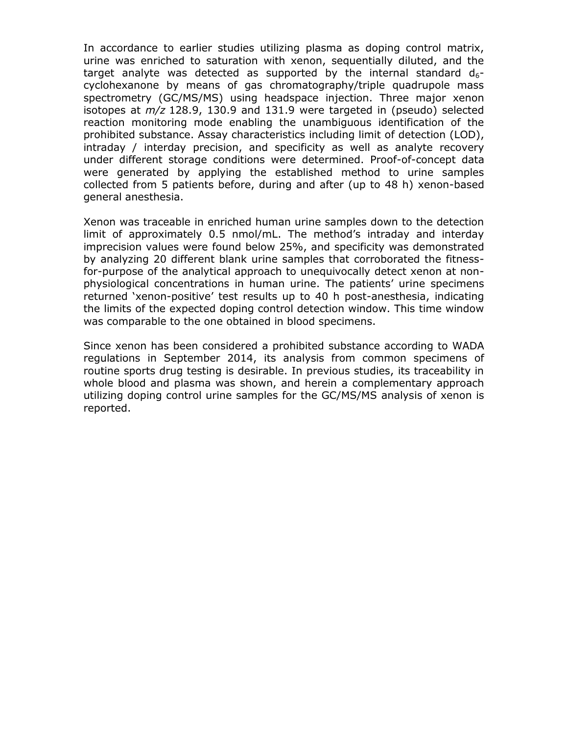In accordance to earlier studies utilizing plasma as doping control matrix, urine was enriched to saturation with xenon, sequentially diluted, and the target analyte was detected as supported by the internal standard $d_6$-cyclohexanone by means of gas chromatography/triple quadrupole mass spectrometry (GC/MS/MS) using headspace injection. Three major xenon isotopes at *m/z* 128.9, 130.9 and 131.9 were targeted in (pseudo) selected reaction monitoring mode enabling the unambiguous identification of the prohibited substance. Assay characteristics including limit of detection (LOD), intraday / interday precision, and specificity as well as analyte recovery under different storage conditions were determined. Proof-of-concept data were generated by applying the established method to urine samples collected from 5 patients before, during and after (up to 48 h) xenon-based general anesthesia.

Xenon was traceable in enriched human urine samples down to the detection limit of approximately 0.5 nmol/mL. The method's intraday and interday imprecision values were found below 25%, and specificity was demonstrated by analyzing 20 different blank urine samples that corroborated the fitness-for-purpose of the analytical approach to unequivocally detect xenon at non-physiological concentrations in human urine. The patients' urine specimens returned 'xenon-positive' test results up to 40 h post-anesthesia, indicating the limits of the expected doping control detection window. This time window was comparable to the one obtained in blood specimens.

Since xenon has been considered a prohibited substance according to WADA regulations in September 2014, its analysis from common specimens of routine sports drug testing is desirable. In previous studies, its traceability in whole blood and plasma was shown, and herein a complementary approach utilizing doping control urine samples for the GC/MS/MS analysis of xenon is reported.